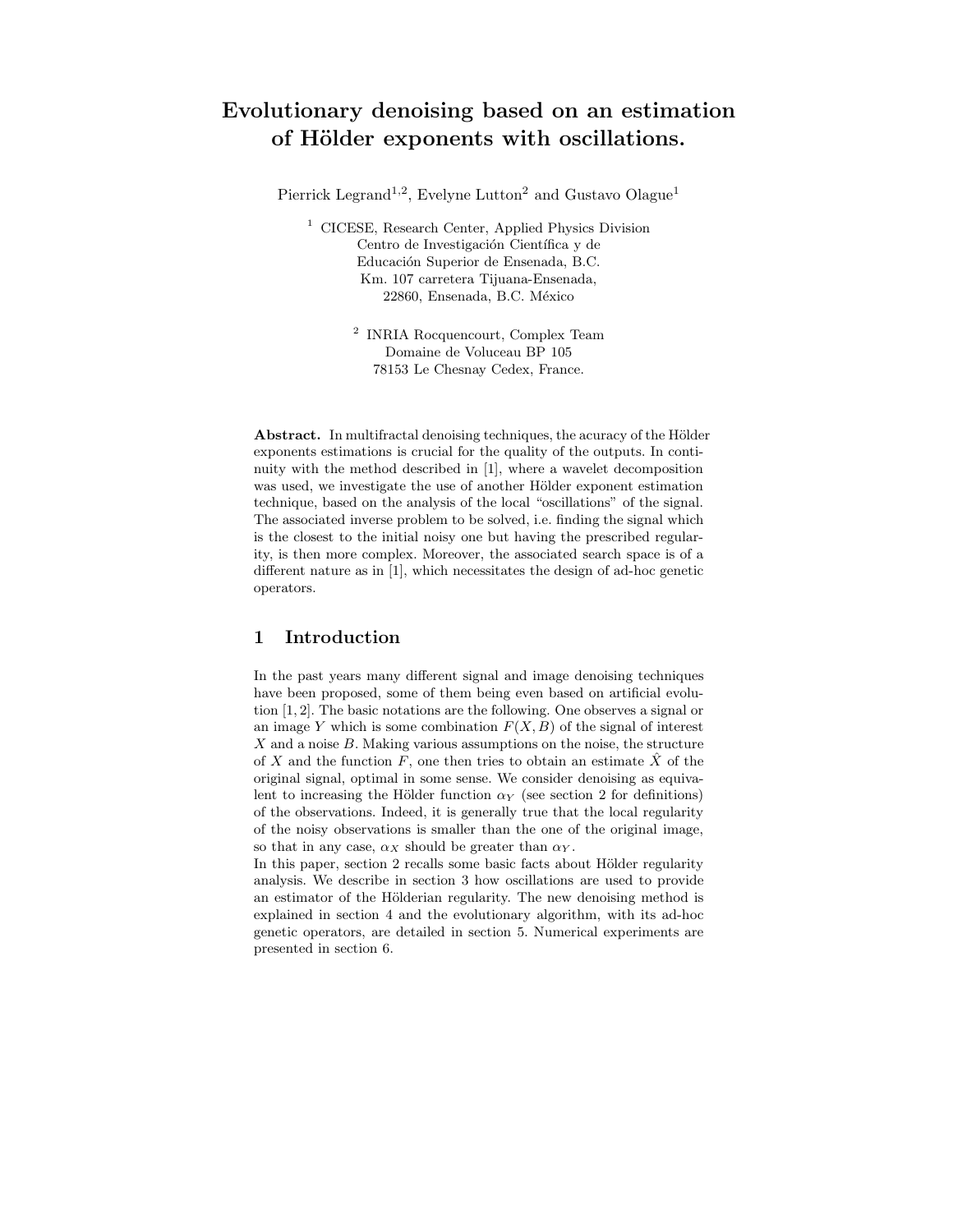# Evolutionary denoising based on an estimation of Hölder exponents with oscillations.

Pierrick Legrand[1,2], Evelyne Lutton[2] and Gustavo Olague[1]

[1] CICESE, Research Center, Applied Physics Division
Centro de Investigación Científica y de
Educación Superior de Ensenada, B.C.
Km. 107 carretera Tijuana-Ensenada,
22860, Ensenada, B.C. México

[2] INRIA Rocquencourt, Complex Team
Domaine de Voluceau BP 105
78153 Le Chesnay Cedex, France.

**Abstract.** In multifractal denoising techniques, the acuracy of the Hölder exponents estimations is crucial for the quality of the outputs. In continuity with the method described in [1], where a wavelet decomposition was used, we investigate the use of another Hölder exponent estimation technique, based on the analysis of the local "oscillations" of the signal. The associated inverse problem to be solved, i.e. finding the signal which is the closest to the initial noisy one but having the prescribed regularity, is then more complex. Moreover, the associated search space is of a different nature as in [1], which necessitates the design of ad-hoc genetic operators.

## 1 Introduction

In the past years many different signal and image denoising techniques have been proposed, some of them being even based on artificial evolution [1, 2]. The basic notations are the following. One observes a signal or an image $Y$ which is some combination $F(X, B)$ of the signal of interest $X$ and a noise $B$. Making various assumptions on the noise, the structure of $X$ and the function $F$, one then tries to obtain an estimate $\hat{X}$ of the original signal, optimal in some sense. We consider denoising as equivalent to increasing the Hölder function $\alpha_Y$ (see section 2 for definitions) of the observations. Indeed, it is generally true that the local regularity of the noisy observations is smaller than the one of the original image, so that in any case, $\alpha_X$ should be greater than $\alpha_Y$.
In this paper, section 2 recalls some basic facts about Hölder regularity analysis. We describe in section 3 how oscillations are used to provide an estimator of the Hölderian regularity. The new denoising method is explained in section 4 and the evolutionary algorithm, with its ad-hoc genetic operators, are detailed in section 5. Numerical experiments are presented in section 6.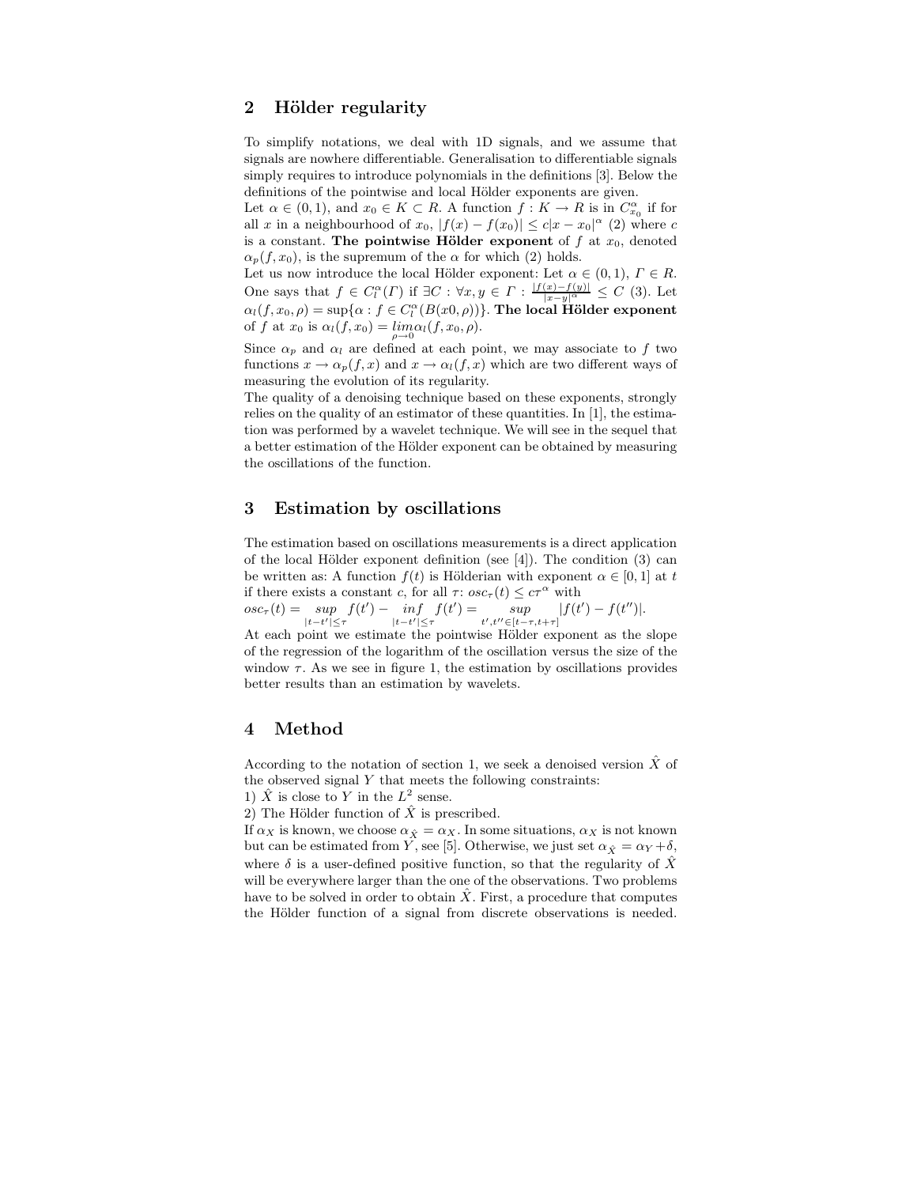## 2 Hölder regularity

To simplify notations, we deal with 1D signals, and we assume that signals are nowhere differentiable. Generalisation to differentiable signals simply requires to introduce polynomials in the definitions [3]. Below the definitions of the pointwise and local Hölder exponents are given.

Let $\alpha \in (0, 1)$, and $x_0 \in K \subset R$. A function $f : K \to R$ is in $C^{\alpha}_{x_0}$ if for all $x$ in a neighbourhood of $x_0$, $|f(x) - f(x_0)| \leq c|x - x_0|^{\alpha}$ (2) where $c$ is a constant. **The pointwise Hölder exponent** of $f$ at $x_0$, denoted $\alpha_p(f, x_0)$, is the supremum of the $\alpha$ for which (2) holds.

Let us now introduce the local Hölder exponent: Let $\alpha \in (0, 1)$, $\Gamma \in R$. One says that $f \in C^{\alpha}_{l}(\Gamma)$ if $\exists C : \forall x, y \in \Gamma : \frac{|f(x)-f(y)|}{|x-y|^{\alpha}} \leq C$ (3). Let $\alpha_l(f, x_0, \rho) = \sup\{\alpha : f \in C^{\alpha}_{l}(B(x0, \rho))\}$. **The local Hölder exponent** of $f$ at $x_0$ is $\alpha_l(f, x_0) = \lim_{\rho \to 0} \alpha_l(f, x_0, \rho)$.

Since $\alpha_p$ and $\alpha_l$ are defined at each point, we may associate to $f$ two functions $x \to \alpha_p(f, x)$ and $x \to \alpha_l(f, x)$ which are two different ways of measuring the evolution of its regularity.

The quality of a denoising technique based on these exponents, strongly relies on the quality of an estimator of these quantities. In [1], the estimation was performed by a wavelet technique. We will see in the sequel that a better estimation of the Hölder exponent can be obtained by measuring the oscillations of the function.

## 3 Estimation by oscillations

The estimation based on oscillations measurements is a direct application of the local Hölder exponent definition (see [4]). The condition (3) can be written as: A function $f(t)$ is Hölderian with exponent $\alpha \in [0, 1]$ at $t$ if there exists a constant $c$, for all $\tau$: $osc_{\tau}(t) \leq c\tau^{\alpha}$ with
$osc_{\tau}(t) = \sup_{|t-t'| \leq \tau} f(t') - \inf_{|t-t'| \leq \tau} f(t') = \sup_{t', t'' \in [t-\tau, t+\tau]} |f(t') - f(t'')|$.

At each point we estimate the pointwise Hölder exponent as the slope of the regression of the logarithm of the oscillation versus the size of the window $\tau$. As we see in figure 1, the estimation by oscillations provides better results than an estimation by wavelets.

## 4 Method

According to the notation of section 1, we seek a denoised version $\hat{X}$ of the observed signal $Y$ that meets the following constraints:

1) $\hat{X}$ is close to $Y$ in the $L^2$ sense.

2) The Hölder function of $\hat{X}$ is prescribed.

If $\alpha_X$ is known, we choose $\alpha_{\hat{X}} = \alpha_X$. In some situations, $\alpha_X$ is not known but can be estimated from $Y$, see [5]. Otherwise, we just set $\alpha_{\hat{X}} = \alpha_Y + \delta$, where $\delta$ is a user-defined positive function, so that the regularity of $\hat{X}$ will be everywhere larger than the one of the observations. Two problems have to be solved in order to obtain $\hat{X}$. First, a procedure that computes the Hölder function of a signal from discrete observations is needed.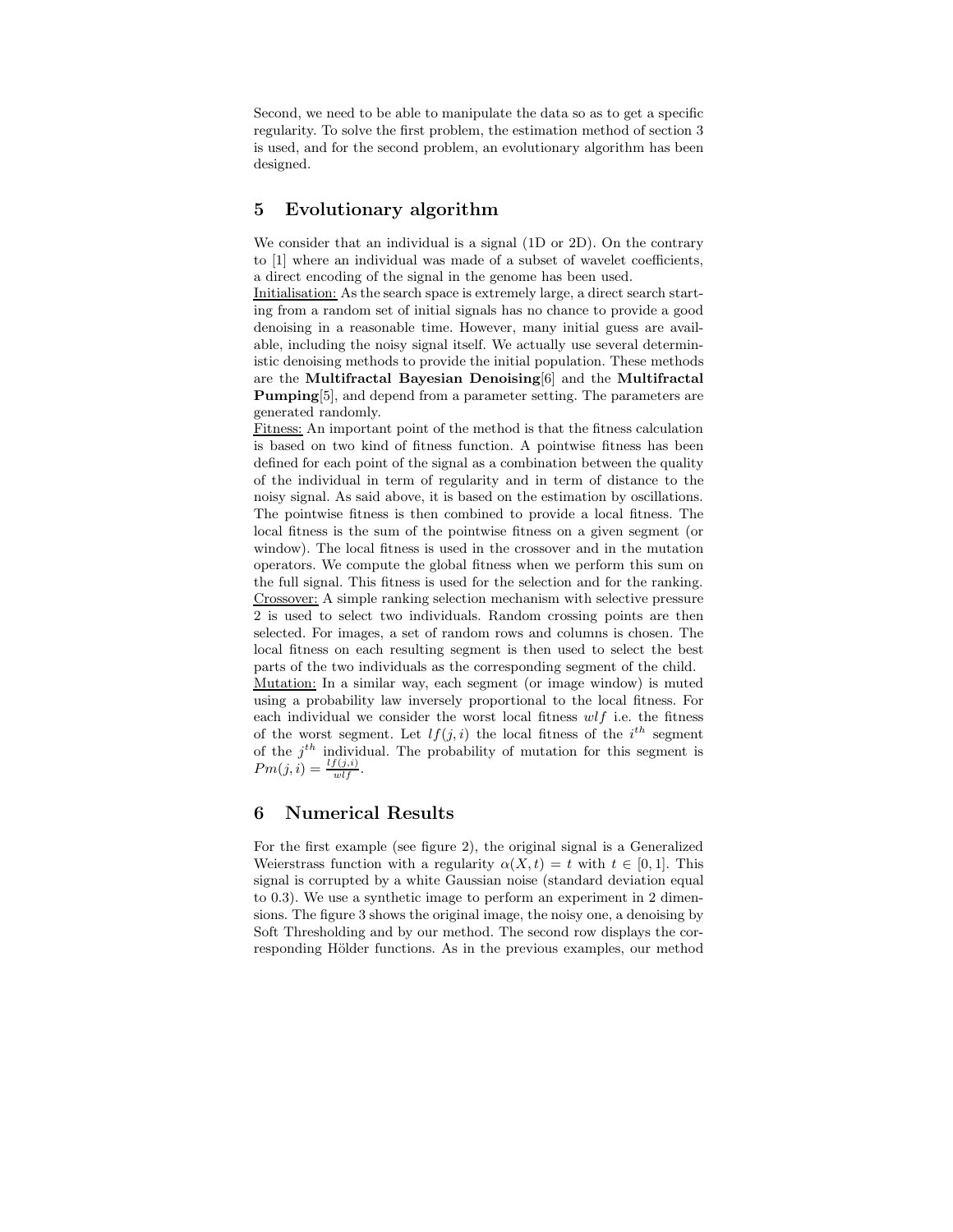Second, we need to be able to manipulate the data so as to get a specific regularity. To solve the first problem, the estimation method of section 3 is used, and for the second problem, an evolutionary algorithm has been designed.

## 5 Evolutionary algorithm

We consider that an individual is a signal (1D or 2D). On the contrary to [1] where an individual was made of a subset of wavelet coefficients, a direct encoding of the signal in the genome has been used.

Initialisation: As the search space is extremely large, a direct search starting from a random set of initial signals has no chance to provide a good denoising in a reasonable time. However, many initial guess are available, including the noisy signal itself. We actually use several deterministic denoising methods to provide the initial population. These methods are the **Multifractal Bayesian Denoising**[6] and the **Multifractal Pumping**[5], and depend from a parameter setting. The parameters are generated randomly.

Fitness: An important point of the method is that the fitness calculation is based on two kind of fitness function. A pointwise fitness has been defined for each point of the signal as a combination between the quality of the individual in term of regularity and in term of distance to the noisy signal. As said above, it is based on the estimation by oscillations. The pointwise fitness is then combined to provide a local fitness. The local fitness is the sum of the pointwise fitness on a given segment (or window). The local fitness is used in the crossover and in the mutation operators. We compute the global fitness when we perform this sum on the full signal. This fitness is used for the selection and for the ranking.

Crossover: A simple ranking selection mechanism with selective pressure 2 is used to select two individuals. Random crossing points are then selected. For images, a set of random rows and columns is chosen. The local fitness on each resulting segment is then used to select the best parts of the two individuals as the corresponding segment of the child.

Mutation: In a similar way, each segment (or image window) is muted using a probability law inversely proportional to the local fitness. For each individual we consider the worst local fitness $wlf$ i.e. the fitness of the worst segment. Let $lf(j,i)$ the local fitness of the $i^{th}$ segment of the $j^{th}$ individual. The probability of mutation for this segment is $Pm(j,i) = \frac{lf(j,i)}{wlf}$.

## 6 Numerical Results

For the first example (see figure 2), the original signal is a Generalized Weierstrass function with a regularity $\alpha(X,t) = t$ with $t \in [0,1]$. This signal is corrupted by a white Gaussian noise (standard deviation equal to 0.3). We use a synthetic image to perform an experiment in 2 dimensions. The figure 3 shows the original image, the noisy one, a denoising by Soft Thresholding and by our method. The second row displays the corresponding Hölder functions. As in the previous examples, our method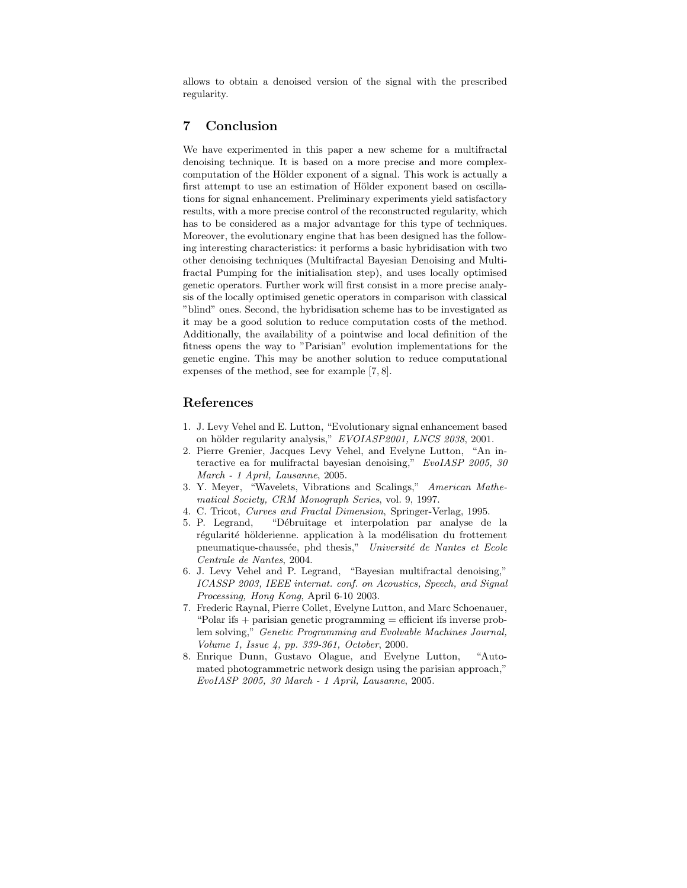allows to obtain a denoised version of the signal with the prescribed regularity.

## 7 Conclusion

We have experimented in this paper a new scheme for a multifractal denoising technique. It is based on a more precise and more complex-computation of the Hölder exponent of a signal. This work is actually a first attempt to use an estimation of Hölder exponent based on oscillations for signal enhancement. Preliminary experiments yield satisfactory results, with a more precise control of the reconstructed regularity, which has to be considered as a major advantage for this type of techniques. Moreover, the evolutionary engine that has been designed has the following interesting characteristics: it performs a basic hybridisation with two other denoising techniques (Multifractal Bayesian Denoising and Multifractal Pumping for the initialisation step), and uses locally optimised genetic operators. Further work will first consist in a more precise analysis of the locally optimised genetic operators in comparison with classical "blind" ones. Second, the hybridisation scheme has to be investigated as it may be a good solution to reduce computation costs of the method. Additionally, the availability of a pointwise and local definition of the fitness opens the way to "Parisian" evolution implementations for the genetic engine. This may be another solution to reduce computational expenses of the method, see for example [7, 8].

## References

1. J. Levy Vehel and E. Lutton, "Evolutionary signal enhancement based on hölder regularity analysis," *EVOIASP2001, LNCS 2038*, 2001.
2. Pierre Grenier, Jacques Levy Vehel, and Evelyne Lutton, "An interactive ea for mulifractal bayesian denoising," *EvoIASP 2005, 30 March - 1 April, Lausanne*, 2005.
3. Y. Meyer, "Wavelets, Vibrations and Scalings," *American Mathematical Society, CRM Monograph Series*, vol. 9, 1997.
4. C. Tricot, *Curves and Fractal Dimension*, Springer-Verlag, 1995.
5. P. Legrand, "Débruitage et interpolation par analyse de la régularité hölderienne. application à la modélisation du frottement pneumatique-chaussée, phd thesis," *Université de Nantes et Ecole Centrale de Nantes*, 2004.
6. J. Levy Vehel and P. Legrand, "Bayesian multifractal denoising," *ICASSP 2003, IEEE internat. conf. on Acoustics, Speech, and Signal Processing, Hong Kong*, April 6-10 2003.
7. Frederic Raynal, Pierre Collet, Evelyne Lutton, and Marc Schoenauer, "Polar ifs + parisian genetic programming = efficient ifs inverse problem solving," *Genetic Programming and Evolvable Machines Journal, Volume 1, Issue 4, pp. 339-361, October*, 2000.
8. Enrique Dunn, Gustavo Olague, and Evelyne Lutton, "Automated photogrammetric network design using the parisian approach," *EvoIASP 2005, 30 March - 1 April, Lausanne*, 2005.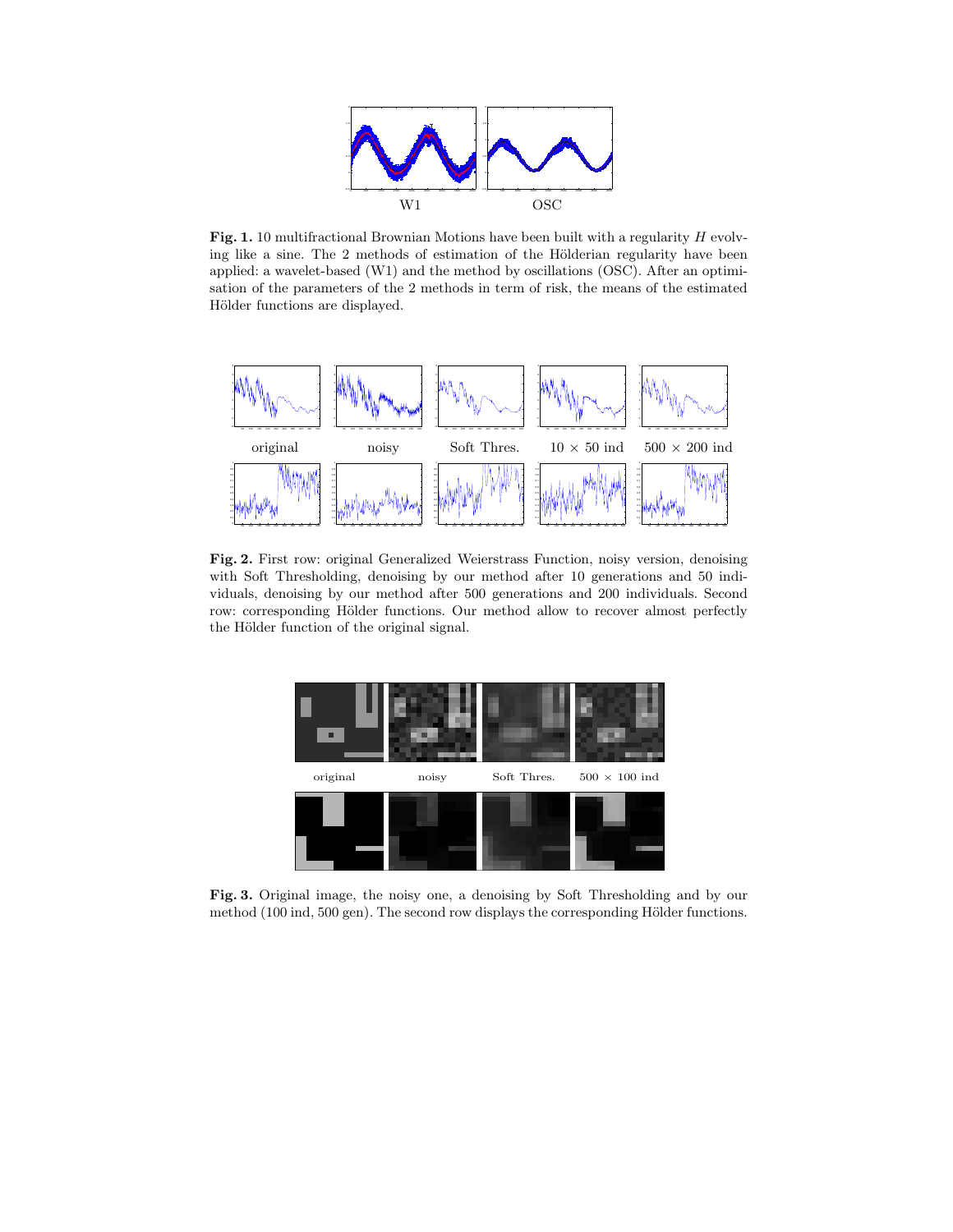W1 OSC

**Fig. 1.** 10 multifractional Brownian Motions have been built with a regularity $H$ evolving like a sine. The 2 methods of estimation of the Hölderian regularity have been applied: a wavelet-based (W1) and the method by oscillations (OSC). After an optimisation of the parameters of the 2 methods in term of risk, the means of the estimated Hölder functions are displayed.

original noisy Soft Thres. 10 × 50 ind 500 × 200 ind

**Fig. 2.** First row: original Generalized Weierstrass Function, noisy version, denoising with Soft Thresholding, denoising by our method after 10 generations and 50 individuals, denoising by our method after 500 generations and 200 individuals. Second row: corresponding Hölder functions. Our method allow to recover almost perfectly the Hölder function of the original signal.

original noisy Soft Thres. 500 × 100 ind

**Fig. 3.** Original image, the noisy one, a denoising by Soft Thresholding and by our method (100 ind, 500 gen). The second row displays the corresponding Hölder functions.